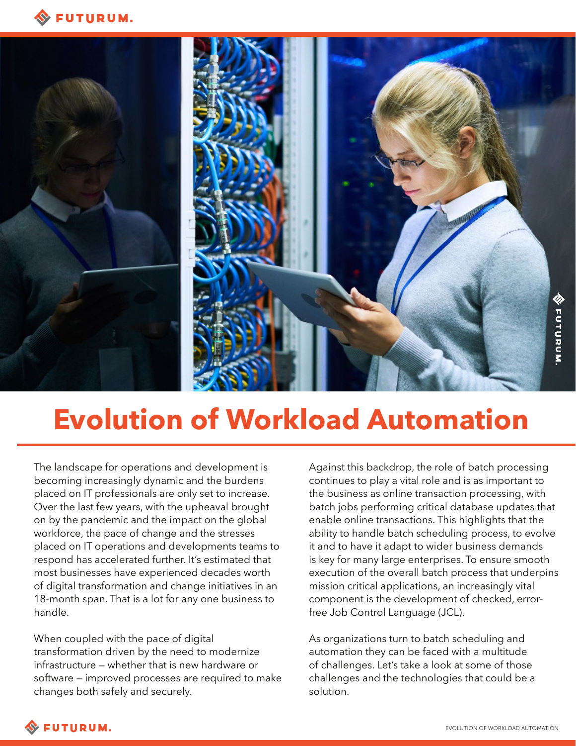# Evolution of Workload Automation

The landscape for operations and development is becoming increasingly dynamic and the burdens placed on IT professionals are only set to increase. Over the last few years, with the upheaval brought on by the pandemic and the impact on the global workforce, the pace of change and the stresses placed on IT operations and developments teams to respond has accelerated further. It's estimated that most businesses have experienced decades worth of digital transformation and change initiatives in an 18-month span. That is a lot for any one business to handle.

When coupled with the pace of digital transformation driven by the need to modernize infrastructure – whether that is new hardware or software – improved processes are required to make changes both safely and securely.

Against this backdrop, the role of batch processing continues to play a vital role and is as important to the business as online transaction processing, with batch jobs performing critical database updates that enable online transactions. This highlights that the ability to handle batch scheduling process, to evolve it and to have it adapt to wider business demands is key for many large enterprises. To ensure smooth execution of the overall batch process that underpins mission critical applications, an increasingly vital component is the development of checked, error-free Job Control Language (JCL).

As organizations turn to batch scheduling and automation they can be faced with a multitude of challenges. Let's take a look at some of those challenges and the technologies that could be a solution.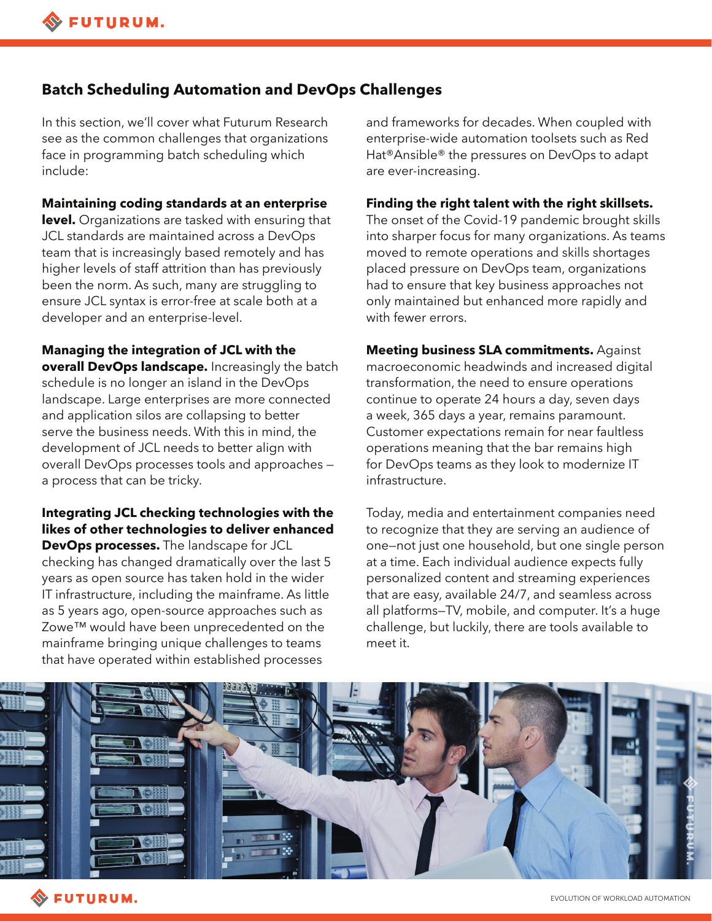## Batch Scheduling Automation and DevOps Challenges

In this section, we'll cover what Futurum Research see as the common challenges that organizations face in programming batch scheduling which include:

**Maintaining coding standards at an enterprise level.** Organizations are tasked with ensuring that JCL standards are maintained across a DevOps team that is increasingly based remotely and has higher levels of staff attrition than has previously been the norm. As such, many are struggling to ensure JCL syntax is error-free at scale both at a developer and an enterprise-level.

**Managing the integration of JCL with the overall DevOps landscape.** Increasingly the batch schedule is no longer an island in the DevOps landscape. Large enterprises are more connected and application silos are collapsing to better serve the business needs. With this in mind, the development of JCL needs to better align with overall DevOps processes tools and approaches – a process that can be tricky.

**Integrating JCL checking technologies with the likes of other technologies to deliver enhanced DevOps processes.** The landscape for JCL checking has changed dramatically over the last 5 years as open source has taken hold in the wider IT infrastructure, including the mainframe. As little as 5 years ago, open-source approaches such as Zowe™ would have been unprecedented on the mainframe bringing unique challenges to teams that have operated within established processes and frameworks for decades. When coupled with enterprise-wide automation toolsets such as Red Hat®Ansible® the pressures on DevOps to adapt are ever-increasing.

**Finding the right talent with the right skillsets.** The onset of the Covid-19 pandemic brought skills into sharper focus for many organizations. As teams moved to remote operations and skills shortages placed pressure on DevOps team, organizations had to ensure that key business approaches not only maintained but enhanced more rapidly and with fewer errors.

**Meeting business SLA commitments.** Against macroeconomic headwinds and increased digital transformation, the need to ensure operations continue to operate 24 hours a day, seven days a week, 365 days a year, remains paramount. Customer expectations remain for near faultless operations meaning that the bar remains high for DevOps teams as they look to modernize IT infrastructure.

Today, media and entertainment companies need to recognize that they are serving an audience of one—not just one household, but one single person at a time. Each individual audience expects fully personalized content and streaming experiences that are easy, available 24/7, and seamless across all platforms—TV, mobile, and computer. It's a huge challenge, but luckily, there are tools available to meet it.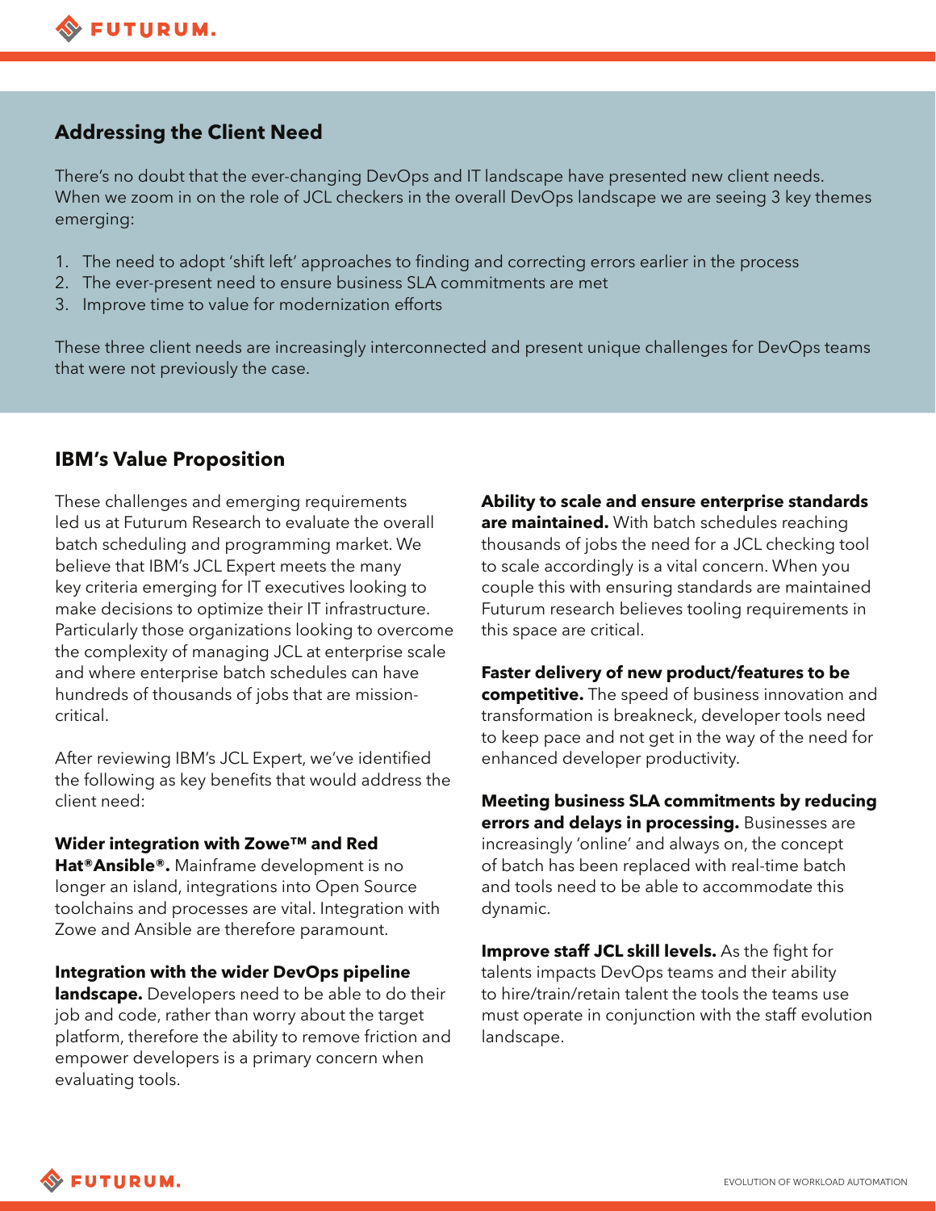## Addressing the Client Need

There's no doubt that the ever-changing DevOps and IT landscape have presented new client needs. When we zoom in on the role of JCL checkers in the overall DevOps landscape we are seeing 3 key themes emerging:

1. The need to adopt 'shift left' approaches to finding and correcting errors earlier in the process
2. The ever-present need to ensure business SLA commitments are met
3. Improve time to value for modernization efforts

These three client needs are increasingly interconnected and present unique challenges for DevOps teams that were not previously the case.

## IBM's Value Proposition

These challenges and emerging requirements led us at Futurum Research to evaluate the overall batch scheduling and programming market. We believe that IBM's JCL Expert meets the many key criteria emerging for IT executives looking to make decisions to optimize their IT infrastructure. Particularly those organizations looking to overcome the complexity of managing JCL at enterprise scale and where enterprise batch schedules can have hundreds of thousands of jobs that are mission-critical.

After reviewing IBM's JCL Expert, we've identified the following as key benefits that would address the client need:

**Wider integration with Zowe™ and Red Hat®Ansible®.** Mainframe development is no longer an island, integrations into Open Source toolchains and processes are vital. Integration with Zowe and Ansible are therefore paramount.

**Integration with the wider DevOps pipeline landscape.** Developers need to be able to do their job and code, rather than worry about the target platform, therefore the ability to remove friction and empower developers is a primary concern when evaluating tools.

**Ability to scale and ensure enterprise standards are maintained.** With batch schedules reaching thousands of jobs the need for a JCL checking tool to scale accordingly is a vital concern. When you couple this with ensuring standards are maintained Futurum research believes tooling requirements in this space are critical.

**Faster delivery of new product/features to be competitive.** The speed of business innovation and transformation is breakneck, developer tools need to keep pace and not get in the way of the need for enhanced developer productivity.

**Meeting business SLA commitments by reducing errors and delays in processing.** Businesses are increasingly 'online' and always on, the concept of batch has been replaced with real-time batch and tools need to be able to accommodate this dynamic.

**Improve staff JCL skill levels.** As the fight for talents impacts DevOps teams and their ability to hire/train/retain talent the tools the teams use must operate in conjunction with the staff evolution landscape.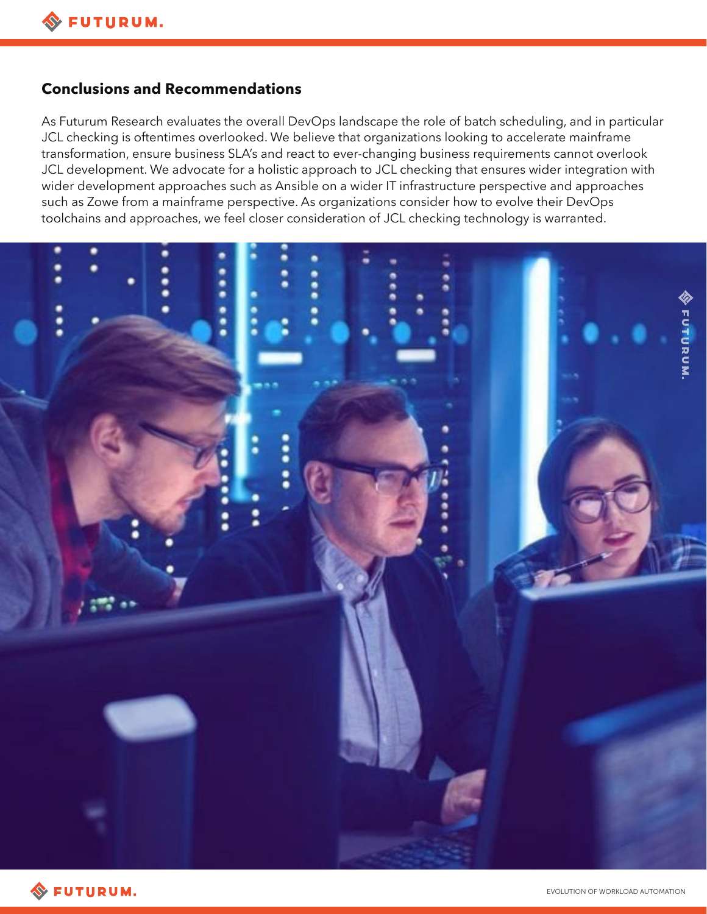## Conclusions and Recommendations

As Futurum Research evaluates the overall DevOps landscape the role of batch scheduling, and in particular JCL checking is oftentimes overlooked. We believe that organizations looking to accelerate mainframe transformation, ensure business SLA's and react to ever-changing business requirements cannot overlook JCL development. We advocate for a holistic approach to JCL checking that ensures wider integration with wider development approaches such as Ansible on a wider IT infrastructure perspective and approaches such as Zowe from a mainframe perspective. As organizations consider how to evolve their DevOps toolchains and approaches, we feel closer consideration of JCL checking technology is warranted.